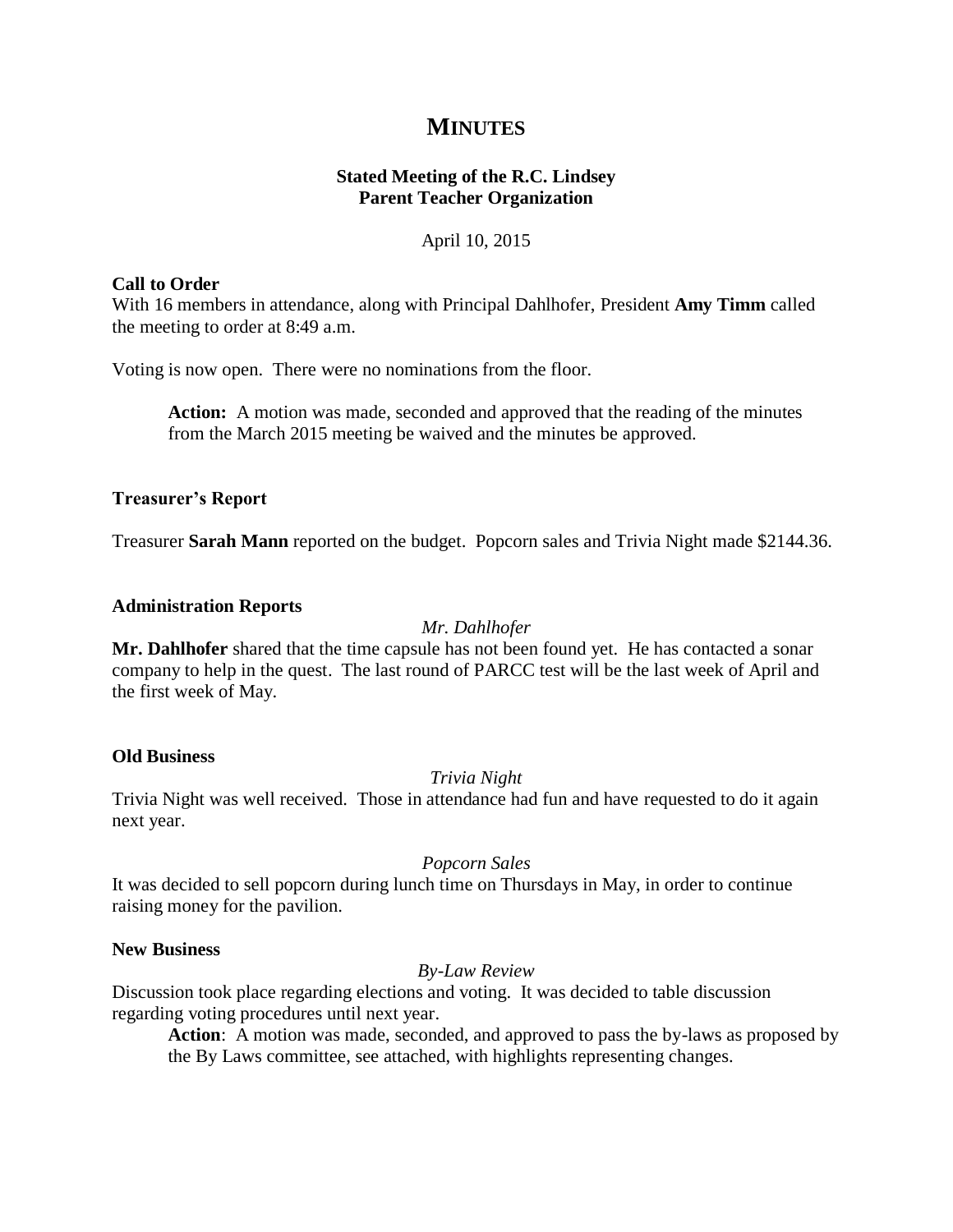# MINUTES

**Stated Meeting of the R.C. Lindsey**
**Parent Teacher Organization**

April 10, 2015

**Call to Order**

With 16 members in attendance, along with Principal Dahlhofer, President **Amy Timm** called the meeting to order at 8:49 a.m.

Voting is now open. There were no nominations from the floor.

> **Action:** A motion was made, seconded and approved that the reading of the minutes from the March 2015 meeting be waived and the minutes be approved.

**Treasurer's Report**

Treasurer **Sarah Mann** reported on the budget. Popcorn sales and Trivia Night made $2144.36.

**Administration Reports**

*Mr. Dahlhofer*

**Mr. Dahlhofer** shared that the time capsule has not been found yet. He has contacted a sonar company to help in the quest. The last round of PARCC test will be the last week of April and the first week of May.

**Old Business**

*Trivia Night*

Trivia Night was well received. Those in attendance had fun and have requested to do it again next year.

*Popcorn Sales*

It was decided to sell popcorn during lunch time on Thursdays in May, in order to continue raising money for the pavilion.

**New Business**

*By-Law Review*

Discussion took place regarding elections and voting. It was decided to table discussion regarding voting procedures until next year.

> **Action**: A motion was made, seconded, and approved to pass the by-laws as proposed by the By Laws committee, see attached, with highlights representing changes.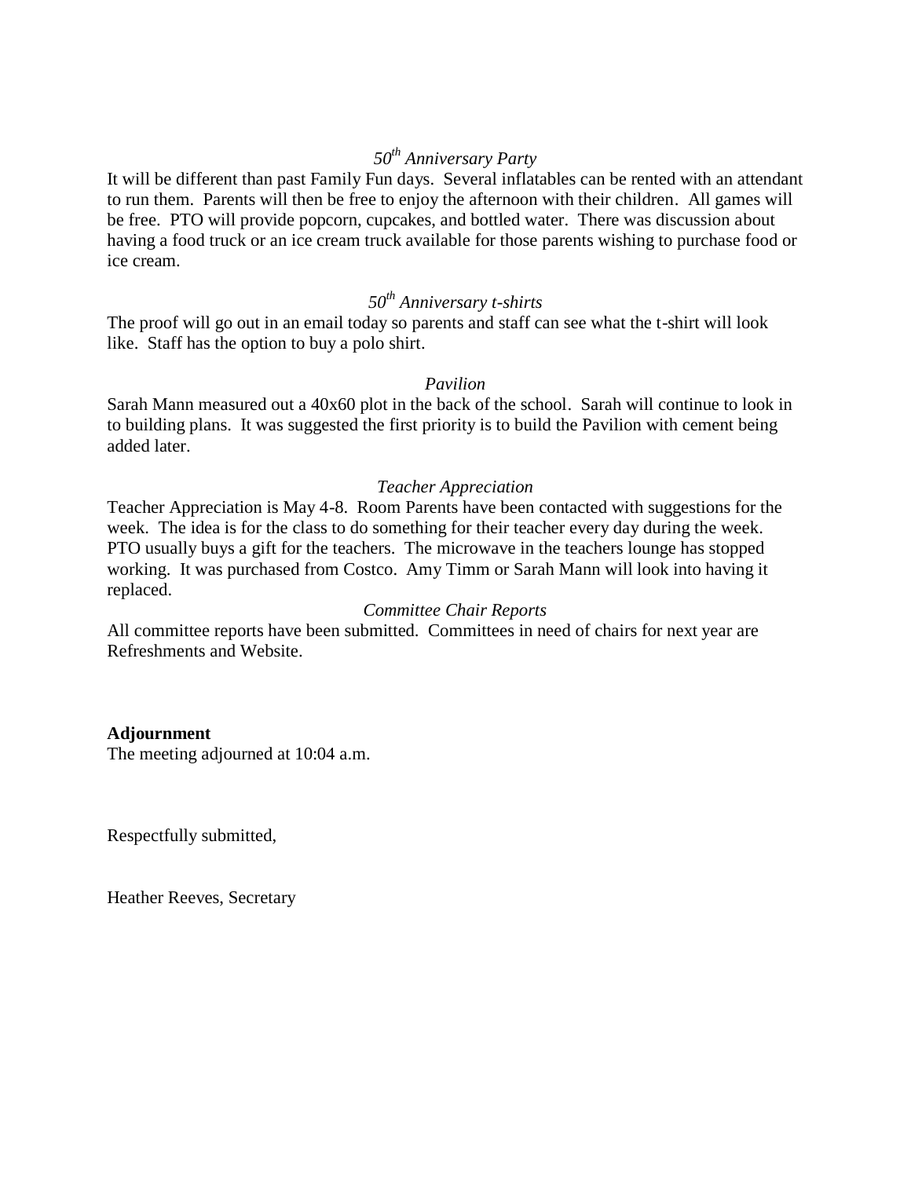*50th Anniversary Party*

It will be different than past Family Fun days. Several inflatables can be rented with an attendant to run them. Parents will then be free to enjoy the afternoon with their children. All games will be free. PTO will provide popcorn, cupcakes, and bottled water. There was discussion about having a food truck or an ice cream truck available for those parents wishing to purchase food or ice cream.

*50th Anniversary t-shirts*

The proof will go out in an email today so parents and staff can see what the t-shirt will look like. Staff has the option to buy a polo shirt.

*Pavilion*

Sarah Mann measured out a 40x60 plot in the back of the school. Sarah will continue to look in to building plans. It was suggested the first priority is to build the Pavilion with cement being added later.

*Teacher Appreciation*

Teacher Appreciation is May 4-8. Room Parents have been contacted with suggestions for the week. The idea is for the class to do something for their teacher every day during the week. PTO usually buys a gift for the teachers. The microwave in the teachers lounge has stopped working. It was purchased from Costco. Amy Timm or Sarah Mann will look into having it replaced.

*Committee Chair Reports*

All committee reports have been submitted. Committees in need of chairs for next year are Refreshments and Website.

**Adjournment**

The meeting adjourned at 10:04 a.m.

Respectfully submitted,

Heather Reeves, Secretary